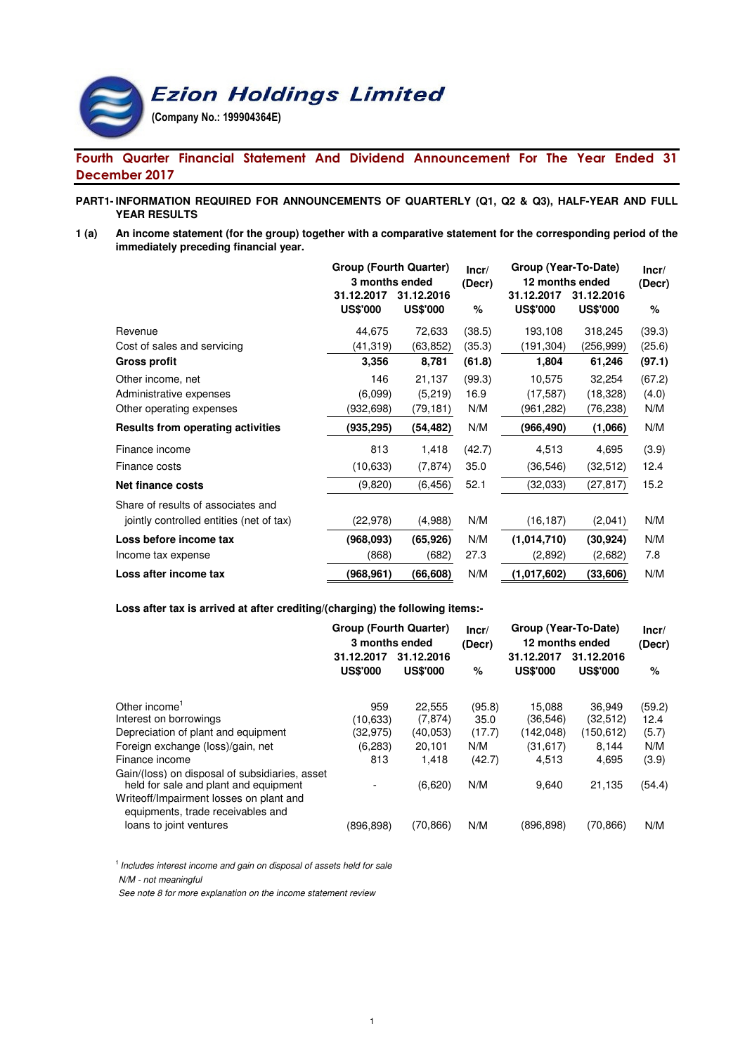# Ezion Holdings Limited

**(Company No.: 199904364E)**

## Fourth Quarter Financial Statement And Dividend Announcement For The Year Ended 31 December 2017

**PART1- INFORMATION REQUIRED FOR ANNOUNCEMENTS OF QUARTERLY (Q1, Q2 & Q3), HALF-YEAR AND FULL YEAR RESULTS**

**1 (a) An income statement (for the group) together with a comparative statement for the corresponding period of the immediately preceding financial year.**

| | Group (Fourth Quarter) 3 months ended | | Incr/ (Decr) | Group (Year-To-Date) 12 months ended | | Incr/ (Decr) |
|---|---|---|---|---|---|---|
| | 31.12.2017 US$'000 | 31.12.2016 US$'000 | % | 31.12.2017 US$'000 | 31.12.2016 US$'000 | % |
| Revenue | 44,675 | 72,633 | (38.5) | 193,108 | 318,245 | (39.3) |
| Cost of sales and servicing | (41,319) | (63,852) | (35.3) | (191,304) | (256,999) | (25.6) |
| **Gross profit** | **3,356** | **8,781** | **(61.8)** | **1,804** | **61,246** | **(97.1)** |
| Other income, net | 146 | 21,137 | (99.3) | 10,575 | 32,254 | (67.2) |
| Administrative expenses | (6,099) | (5,219) | 16.9 | (17,587) | (18,328) | (4.0) |
| Other operating expenses | (932,698) | (79,181) | N/M | (961,282) | (76,238) | N/M |
| **Results from operating activities** | **(935,295)** | **(54,482)** | N/M | **(966,490)** | **(1,066)** | N/M |
| Finance income | 813 | 1,418 | (42.7) | 4,513 | 4,695 | (3.9) |
| Finance costs | (10,633) | (7,874) | 35.0 | (36,546) | (32,512) | 12.4 |
| **Net finance costs** | (9,820) | (6,456) | 52.1 | (32,033) | (27,817) | 15.2 |
| Share of results of associates and jointly controlled entities (net of tax) | (22,978) | (4,988) | N/M | (16,187) | (2,041) | N/M |
| **Loss before income tax** | **(968,093)** | **(65,926)** | N/M | **(1,014,710)** | **(30,924)** | N/M |
| Income tax expense | (868) | (682) | 27.3 | (2,892) | (2,682) | 7.8 |
| **Loss after income tax** | **(968,961)** | **(66,608)** | N/M | **(1,017,602)** | **(33,606)** | N/M |

**Loss after tax is arrived at after crediting/(charging) the following items:-**

| | Group (Fourth Quarter) 3 months ended | | Incr/ (Decr) | Group (Year-To-Date) 12 months ended | | Incr/ (Decr) |
|---|---|---|---|---|---|---|
| | 31.12.2017 US$'000 | 31.12.2016 US$'000 | % | 31.12.2017 US$'000 | 31.12.2016 US$'000 | % |
| Other income[1] | 959 | 22,555 | (95.8) | 15,088 | 36,949 | (59.2) |
| Interest on borrowings | (10,633) | (7,874) | 35.0 | (36,546) | (32,512) | 12.4 |
| Depreciation of plant and equipment | (32,975) | (40,053) | (17.7) | (142,048) | (150,612) | (5.7) |
| Foreign exchange (loss)/gain, net | (6,283) | 20,101 | N/M | (31,617) | 8,144 | N/M |
| Finance income | 813 | 1,418 | (42.7) | 4,513 | 4,695 | (3.9) |
| Gain/(loss) on disposal of subsidiaries, asset held for sale and plant and equipment | - | (6,620) | N/M | 9,640 | 21,135 | (54.4) |
| Writeoff/Impairment losses on plant and equipments, trade receivables and loans to joint ventures | (896,898) | (70,866) | N/M | (896,898) | (70,866) | N/M |

[1] *Includes interest income and gain on disposal of assets held for sale*

*N/M - not meaningful*

*See note 8 for more explanation on the income statement review*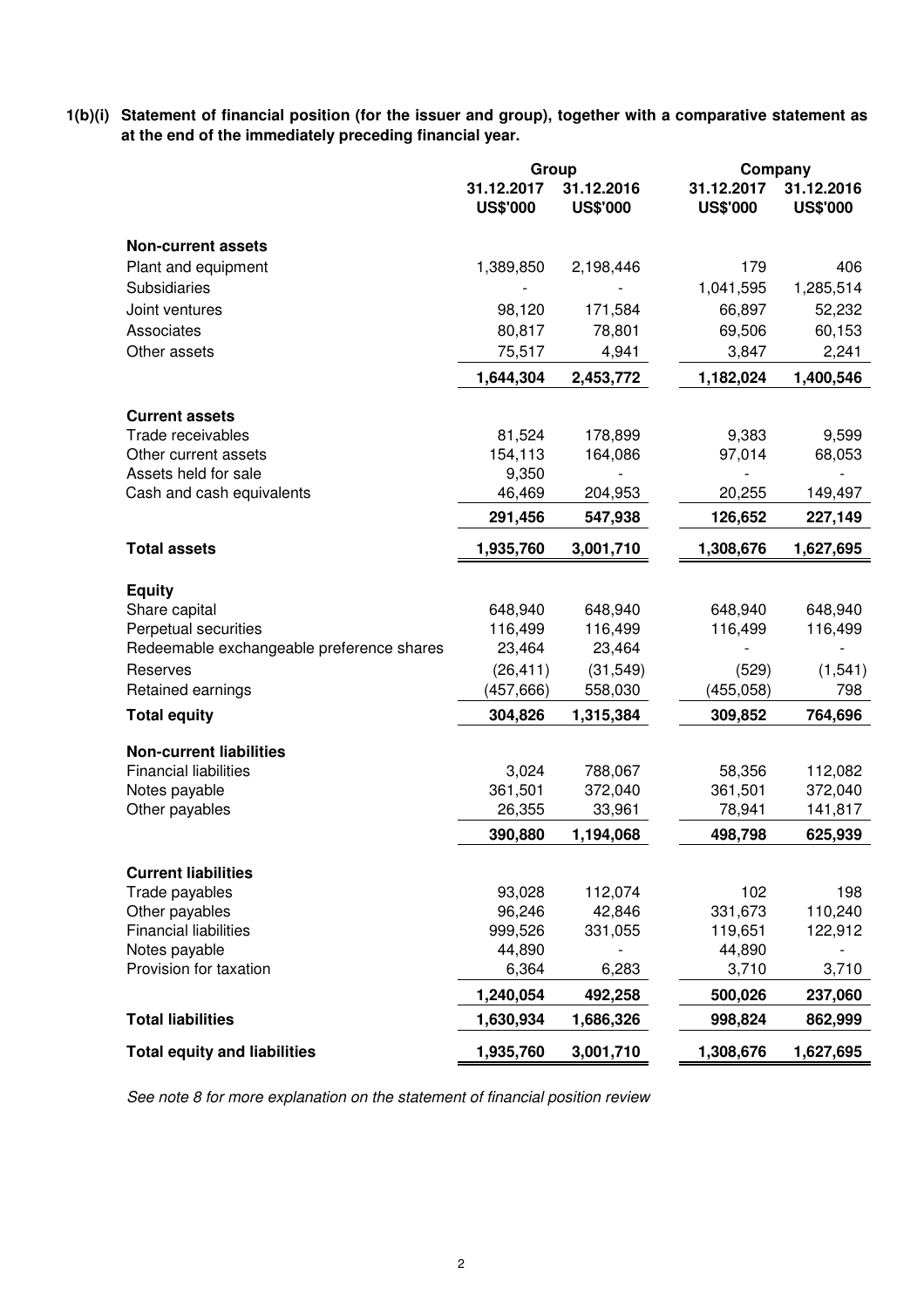**1(b)(i) Statement of financial position (for the issuer and group), together with a comparative statement as at the end of the immediately preceding financial year.**

| | Group | | Company | |
|---|---|---|---|---|
| | 31.12.2017 US$'000 | 31.12.2016 US$'000 | 31.12.2017 US$'000 | 31.12.2016 US$'000 |
| **Non-current assets** | | | | |
| Plant and equipment | 1,389,850 | 2,198,446 | 179 | 406 |
| Subsidiaries | - | - | 1,041,595 | 1,285,514 |
| Joint ventures | 98,120 | 171,584 | 66,897 | 52,232 |
| Associates | 80,817 | 78,801 | 69,506 | 60,153 |
| Other assets | 75,517 | 4,941 | 3,847 | 2,241 |
| | **1,644,304** | **2,453,772** | **1,182,024** | **1,400,546** |
| **Current assets** | | | | |
| Trade receivables | 81,524 | 178,899 | 9,383 | 9,599 |
| Other current assets | 154,113 | 164,086 | 97,014 | 68,053 |
| Assets held for sale | 9,350 | - | - | - |
| Cash and cash equivalents | 46,469 | 204,953 | 20,255 | 149,497 |
| | **291,456** | **547,938** | **126,652** | **227,149** |
| **Total assets** | **1,935,760** | **3,001,710** | **1,308,676** | **1,627,695** |
| **Equity** | | | | |
| Share capital | 648,940 | 648,940 | 648,940 | 648,940 |
| Perpetual securities | 116,499 | 116,499 | 116,499 | 116,499 |
| Redeemable exchangeable preference shares | 23,464 | 23,464 | - | - |
| Reserves | (26,411) | (31,549) | (529) | (1,541) |
| Retained earnings | (457,666) | 558,030 | (455,058) | 798 |
| **Total equity** | **304,826** | **1,315,384** | **309,852** | **764,696** |
| **Non-current liabilities** | | | | |
| Financial liabilities | 3,024 | 788,067 | 58,356 | 112,082 |
| Notes payable | 361,501 | 372,040 | 361,501 | 372,040 |
| Other payables | 26,355 | 33,961 | 78,941 | 141,817 |
| | **390,880** | **1,194,068** | **498,798** | **625,939** |
| **Current liabilities** | | | | |
| Trade payables | 93,028 | 112,074 | 102 | 198 |
| Other payables | 96,246 | 42,846 | 331,673 | 110,240 |
| Financial liabilities | 999,526 | 331,055 | 119,651 | 122,912 |
| Notes payable | 44,890 | - | 44,890 | - |
| Provision for taxation | 6,364 | 6,283 | 3,710 | 3,710 |
| | **1,240,054** | **492,258** | **500,026** | **237,060** |
| **Total liabilities** | **1,630,934** | **1,686,326** | **998,824** | **862,999** |
| **Total equity and liabilities** | **1,935,760** | **3,001,710** | **1,308,676** | **1,627,695** |

*See note 8 for more explanation on the statement of financial position review*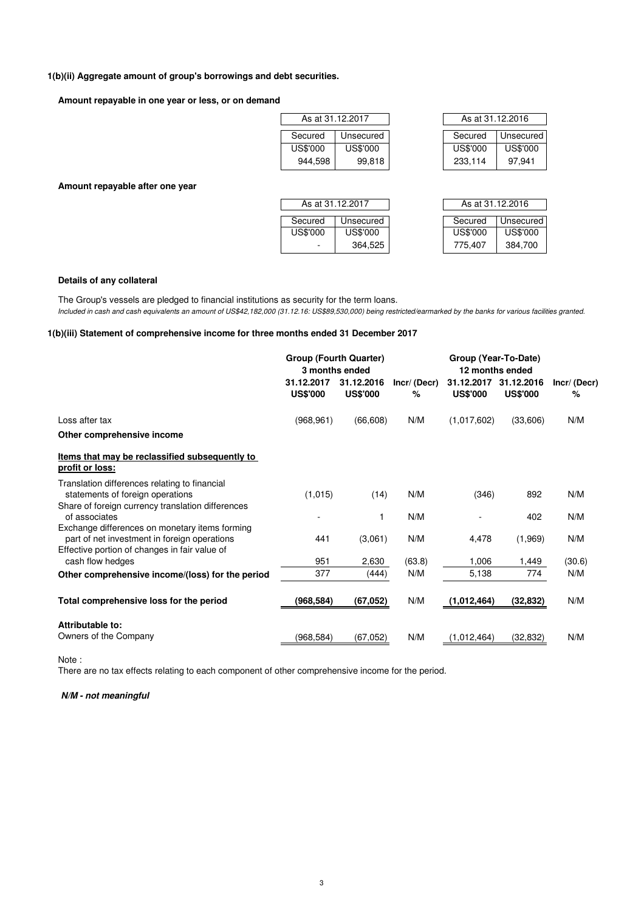### 1(b)(ii) Aggregate amount of group's borrowings and debt securities.

**Amount repayable in one year or less, or on demand**

| As at 31.12.2017 | | As at 31.12.2016 | |
|---|---|---|---|
| Secured | Unsecured | Secured | Unsecured |
| US$'000 | US$'000 | US$'000 | US$'000 |
| 944,598 | 99,818 | 233,114 | 97,941 |

**Amount repayable after one year**

| As at 31.12.2017 | | As at 31.12.2016 | |
|---|---|---|---|
| Secured | Unsecured | Secured | Unsecured |
| US$'000 | US$'000 | US$'000 | US$'000 |
| - | 364,525 | 775,407 | 384,700 |

**Details of any collateral**

The Group's vessels are pledged to financial institutions as security for the term loans.

*Included in cash and cash equivalents an amount of US$42,182,000 (31.12.16: US$89,530,000) being restricted/earmarked by the banks for various facilities granted.*

### 1(b)(iii) Statement of comprehensive income for three months ended 31 December 2017

| | Group (Fourth Quarter) 3 months ended | | | Group (Year-To-Date) 12 months ended | | |
|---|---|---|---|---|---|---|
| | 31.12.2017 US$'000 | 31.12.2016 US$'000 | Incr/ (Decr) % | 31.12.2017 US$'000 | 31.12.2016 US$'000 | Incr/ (Decr) % |
| Loss after tax | (968,961) | (66,608) | N/M | (1,017,602) | (33,606) | N/M |
| **Other comprehensive income** | | | | | | |
| **Items that may be reclassified subsequently to profit or loss:** | | | | | | |
| Translation differences relating to financial statements of foreign operations | (1,015) | (14) | N/M | (346) | 892 | N/M |
| Share of foreign currency translation differences of associates | - | 1 | N/M | - | 402 | N/M |
| Exchange differences on monetary items forming part of net investment in foreign operations | 441 | (3,061) | N/M | 4,478 | (1,969) | N/M |
| Effective portion of changes in fair value of cash flow hedges | 951 | 2,630 | (63.8) | 1,006 | 1,449 | (30.6) |
| **Other comprehensive income/(loss) for the period** | 377 | (444) | N/M | 5,138 | 774 | N/M |
| **Total comprehensive loss for the period** | **(968,584)** | **(67,052)** | N/M | **(1,012,464)** | **(32,832)** | N/M |
| **Attributable to:** | | | | | | |
| Owners of the Company | (968,584) | (67,052) | N/M | (1,012,464) | (32,832) | N/M |

Note :

There are no tax effects relating to each component of other comprehensive income for the period.

***N/M - not meaningful***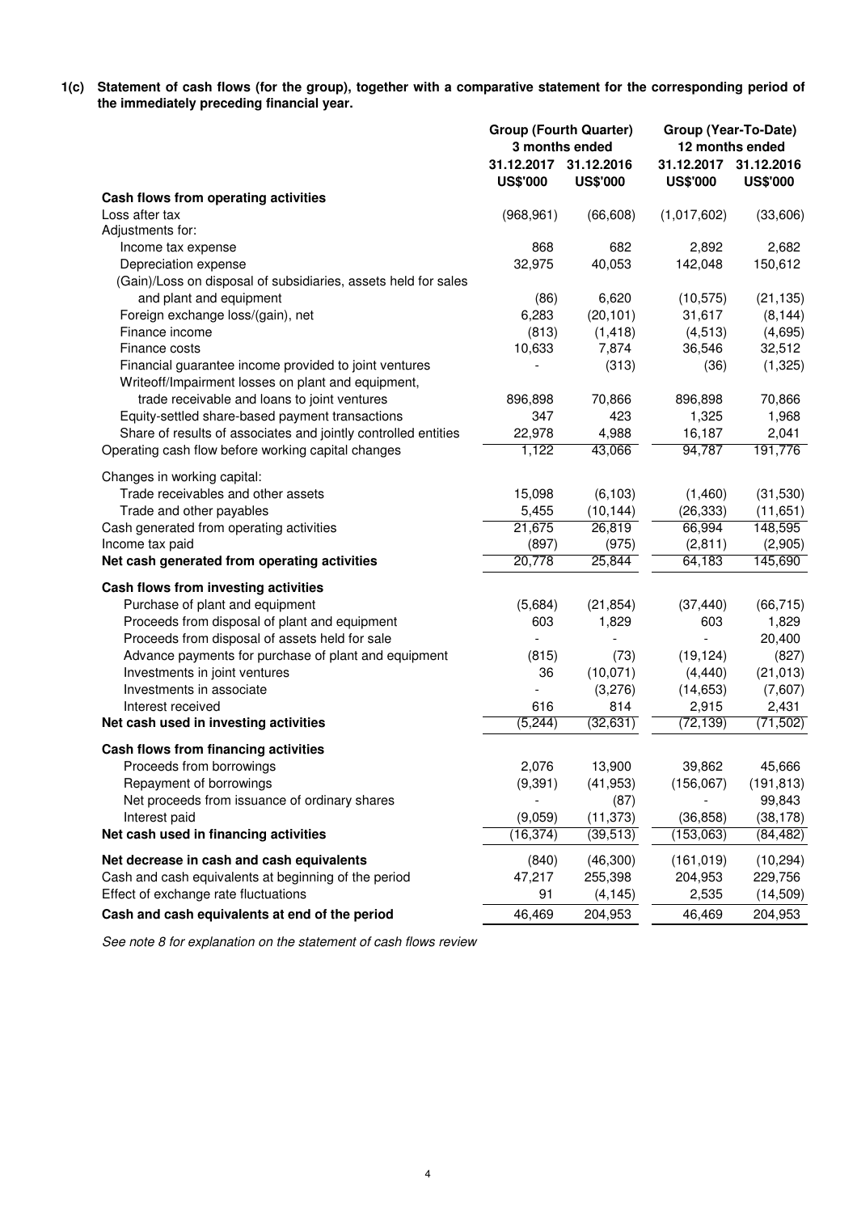**1(c) Statement of cash flows (for the group), together with a comparative statement for the corresponding period of the immediately preceding financial year.**

| | Group (Fourth Quarter) 3 months ended | | Group (Year-To-Date) 12 months ended | |
|---|---|---|---|---|
| | 31.12.2017 | 31.12.2016 | 31.12.2017 | 31.12.2016 |
| | US$'000 | US$'000 | US$'000 | US$'000 |
| **Cash flows from operating activities** | | | | |
| Loss after tax | (968,961) | (66,608) | (1,017,602) | (33,606) |
| Adjustments for: | | | | |
| Income tax expense | 868 | 682 | 2,892 | 2,682 |
| Depreciation expense | 32,975 | 40,053 | 142,048 | 150,612 |
| (Gain)/Loss on disposal of subsidiaries, assets held for sales and plant and equipment | (86) | 6,620 | (10,575) | (21,135) |
| Foreign exchange loss/(gain), net | 6,283 | (20,101) | 31,617 | (8,144) |
| Finance income | (813) | (1,418) | (4,513) | (4,695) |
| Finance costs | 10,633 | 7,874 | 36,546 | 32,512 |
| Financial guarantee income provided to joint ventures | - | (313) | (36) | (1,325) |
| Writeoff/Impairment losses on plant and equipment, trade receivable and loans to joint ventures | 896,898 | 70,866 | 896,898 | 70,866 |
| Equity-settled share-based payment transactions | 347 | 423 | 1,325 | 1,968 |
| Share of results of associates and jointly controlled entities | 22,978 | 4,988 | 16,187 | 2,041 |
| Operating cash flow before working capital changes | 1,122 | 43,066 | 94,787 | 191,776 |
| Changes in working capital: | | | | |
| Trade receivables and other assets | 15,098 | (6,103) | (1,460) | (31,530) |
| Trade and other payables | 5,455 | (10,144) | (26,333) | (11,651) |
| Cash generated from operating activities | 21,675 | 26,819 | 66,994 | 148,595 |
| Income tax paid | (897) | (975) | (2,811) | (2,905) |
| **Net cash generated from operating activities** | 20,778 | 25,844 | 64,183 | 145,690 |
| **Cash flows from investing activities** | | | | |
| Purchase of plant and equipment | (5,684) | (21,854) | (37,440) | (66,715) |
| Proceeds from disposal of plant and equipment | 603 | 1,829 | 603 | 1,829 |
| Proceeds from disposal of assets held for sale | - | - | - | 20,400 |
| Advance payments for purchase of plant and equipment | (815) | (73) | (19,124) | (827) |
| Investments in joint ventures | 36 | (10,071) | (4,440) | (21,013) |
| Investments in associate | - | (3,276) | (14,653) | (7,607) |
| Interest received | 616 | 814 | 2,915 | 2,431 |
| **Net cash used in investing activities** | (5,244) | (32,631) | (72,139) | (71,502) |
| **Cash flows from financing activities** | | | | |
| Proceeds from borrowings | 2,076 | 13,900 | 39,862 | 45,666 |
| Repayment of borrowings | (9,391) | (41,953) | (156,067) | (191,813) |
| Net proceeds from issuance of ordinary shares | - | (87) | - | 99,843 |
| Interest paid | (9,059) | (11,373) | (36,858) | (38,178) |
| **Net cash used in financing activities** | (16,374) | (39,513) | (153,063) | (84,482) |
| **Net decrease in cash and cash equivalents** | (840) | (46,300) | (161,019) | (10,294) |
| Cash and cash equivalents at beginning of the period | 47,217 | 255,398 | 204,953 | 229,756 |
| Effect of exchange rate fluctuations | 91 | (4,145) | 2,535 | (14,509) |
| **Cash and cash equivalents at end of the period** | 46,469 | 204,953 | 46,469 | 204,953 |

*See note 8 for explanation on the statement of cash flows review*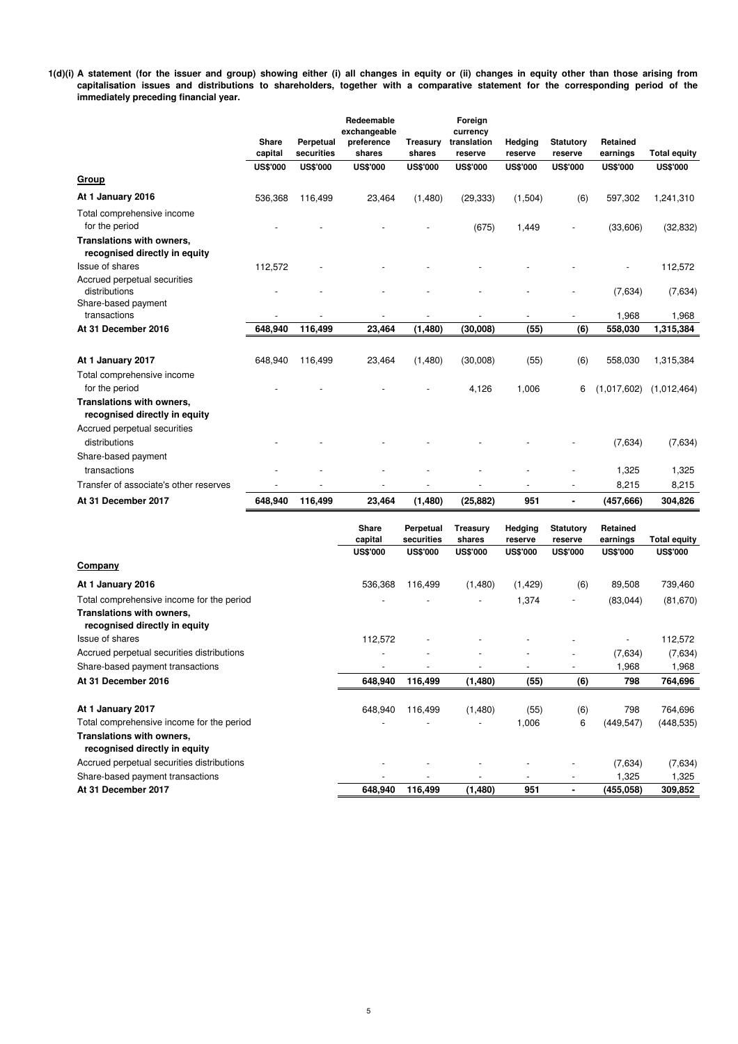**1(d)(i) A statement (for the issuer and group) showing either (i) all changes in equity or (ii) changes in equity other than those arising from capitalisation issues and distributions to shareholders, together with a comparative statement for the corresponding period of the immediately preceding financial year.**

| | Share capital | Perpetual securities | Redeemable exchangeable preference shares | Treasury shares | Foreign currency translation reserve | Hedging reserve | Statutory reserve | Retained earnings | Total equity |
|---|---|---|---|---|---|---|---|---|---|
| | US$'000 | US$'000 | US$'000 | US$'000 | US$'000 | US$'000 | US$'000 | US$'000 | US$'000 |
| **Group** | | | | | | | | | |
| **At 1 January 2016** | 536,368 | 116,499 | 23,464 | (1,480) | (29,333) | (1,504) | (6) | 597,302 | 1,241,310 |
| Total comprehensive income for the period | - | - | - | - | (675) | 1,449 | - | (33,606) | (32,832) |
| **Translations with owners, recognised directly in equity** | | | | | | | | | |
| Issue of shares | 112,572 | - | - | - | - | - | - | - | 112,572 |
| Accrued perpetual securities distributions | - | - | - | - | - | - | - | (7,634) | (7,634) |
| Share-based payment transactions | - | - | - | - | - | - | - | 1,968 | 1,968 |
| **At 31 December 2016** | **648,940** | **116,499** | **23,464** | **(1,480)** | **(30,008)** | **(55)** | **(6)** | **558,030** | **1,315,384** |
| | | | | | | | | | |
| **At 1 January 2017** | 648,940 | 116,499 | 23,464 | (1,480) | (30,008) | (55) | (6) | 558,030 | 1,315,384 |
| Total comprehensive income for the period | - | - | - | - | 4,126 | 1,006 | 6 | (1,017,602) | (1,012,464) |
| **Translations with owners, recognised directly in equity** | | | | | | | | | |
| Accrued perpetual securities distributions | - | - | - | - | - | - | - | (7,634) | (7,634) |
| Share-based payment transactions | - | - | - | - | - | - | - | 1,325 | 1,325 |
| Transfer of associate's other reserves | - | - | - | - | - | - | - | 8,215 | 8,215 |
| **At 31 December 2017** | **648,940** | **116,499** | **23,464** | **(1,480)** | **(25,882)** | **951** | **-** | **(457,666)** | **304,826** |

| | Share capital | Perpetual securities | Treasury shares | Hedging reserve | Statutory reserve | Retained earnings | Total equity |
|---|---|---|---|---|---|---|---|
| | US$'000 | US$'000 | US$'000 | US$'000 | US$'000 | US$'000 | US$'000 |
| **Company** | | | | | | | |
| **At 1 January 2016** | 536,368 | 116,499 | (1,480) | (1,429) | (6) | 89,508 | 739,460 |
| Total comprehensive income for the period | - | - | - | 1,374 | - | (83,044) | (81,670) |
| **Translations with owners, recognised directly in equity** | | | | | | | |
| Issue of shares | 112,572 | - | - | - | - | - | 112,572 |
| Accrued perpetual securities distributions | - | - | - | - | - | (7,634) | (7,634) |
| Share-based payment transactions | - | - | - | - | - | 1,968 | 1,968 |
| **At 31 December 2016** | **648,940** | **116,499** | **(1,480)** | **(55)** | **(6)** | **798** | **764,696** |
| | | | | | | | |
| **At 1 January 2017** | 648,940 | 116,499 | (1,480) | (55) | (6) | 798 | 764,696 |
| Total comprehensive income for the period | - | - | - | 1,006 | 6 | (449,547) | (448,535) |
| **Translations with owners, recognised directly in equity** | | | | | | | |
| Accrued perpetual securities distributions | - | - | - | - | - | (7,634) | (7,634) |
| Share-based payment transactions | - | - | - | - | - | 1,325 | 1,325 |
| **At 31 December 2017** | **648,940** | **116,499** | **(1,480)** | **951** | **-** | **(455,058)** | **309,852** |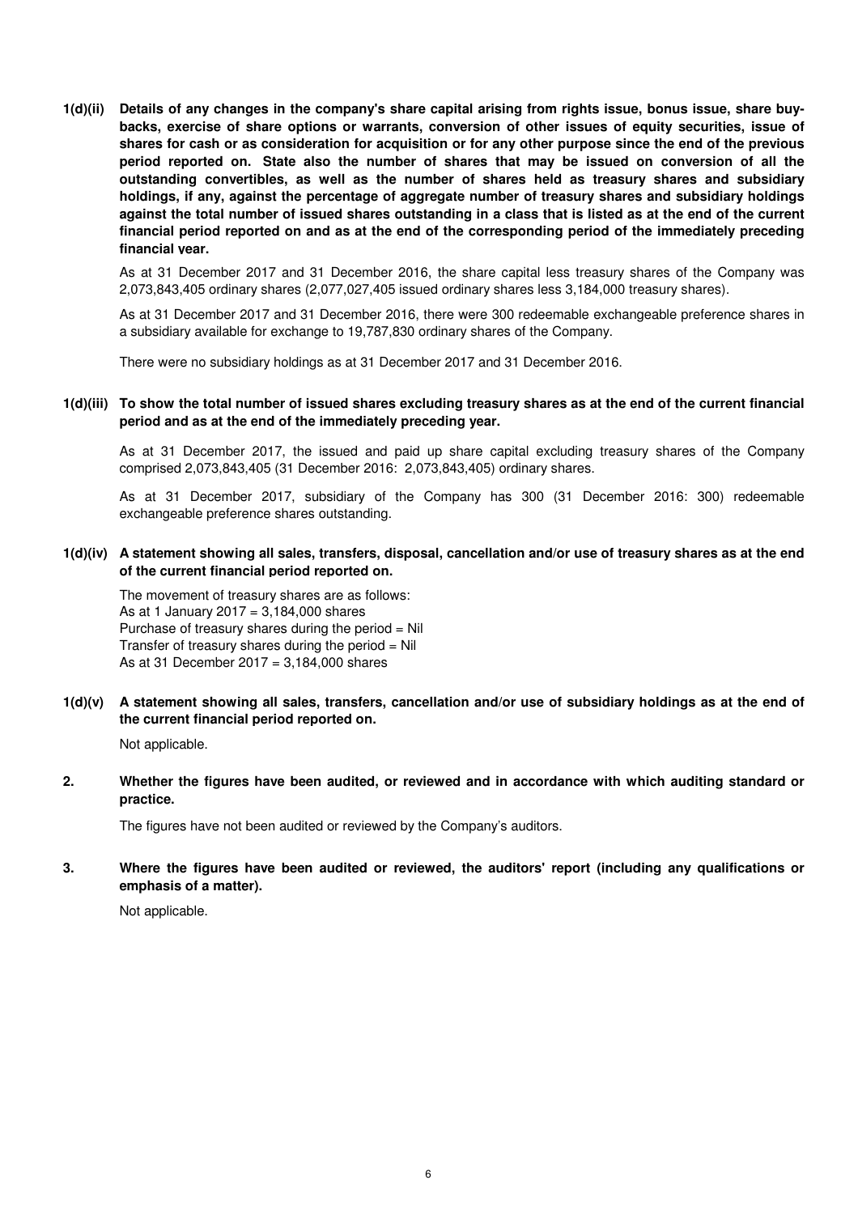**1(d)(ii) Details of any changes in the company's share capital arising from rights issue, bonus issue, share buy-backs, exercise of share options or warrants, conversion of other issues of equity securities, issue of shares for cash or as consideration for acquisition or for any other purpose since the end of the previous period reported on. State also the number of shares that may be issued on conversion of all the outstanding convertibles, as well as the number of shares held as treasury shares and subsidiary holdings, if any, against the percentage of aggregate number of treasury shares and subsidiary holdings against the total number of issued shares outstanding in a class that is listed as at the end of the current financial period reported on and as at the end of the corresponding period of the immediately preceding financial year.**

As at 31 December 2017 and 31 December 2016, the share capital less treasury shares of the Company was 2,073,843,405 ordinary shares (2,077,027,405 issued ordinary shares less 3,184,000 treasury shares).

As at 31 December 2017 and 31 December 2016, there were 300 redeemable exchangeable preference shares in a subsidiary available for exchange to 19,787,830 ordinary shares of the Company.

There were no subsidiary holdings as at 31 December 2017 and 31 December 2016.

**1(d)(iii) To show the total number of issued shares excluding treasury shares as at the end of the current financial period and as at the end of the immediately preceding year.**

As at 31 December 2017, the issued and paid up share capital excluding treasury shares of the Company comprised 2,073,843,405 (31 December 2016: 2,073,843,405) ordinary shares.

As at 31 December 2017, subsidiary of the Company has 300 (31 December 2016: 300) redeemable exchangeable preference shares outstanding.

**1(d)(iv) A statement showing all sales, transfers, disposal, cancellation and/or use of treasury shares as at the end of the current financial period reported on.**

The movement of treasury shares are as follows:
As at 1 January 2017 = 3,184,000 shares
Purchase of treasury shares during the period = Nil
Transfer of treasury shares during the period = Nil
As at 31 December 2017 = 3,184,000 shares

**1(d)(v) A statement showing all sales, transfers, cancellation and/or use of subsidiary holdings as at the end of the current financial period reported on.**

Not applicable.

**2. Whether the figures have been audited, or reviewed and in accordance with which auditing standard or practice.**

The figures have not been audited or reviewed by the Company's auditors.

**3. Where the figures have been audited or reviewed, the auditors' report (including any qualifications or emphasis of a matter).**

Not applicable.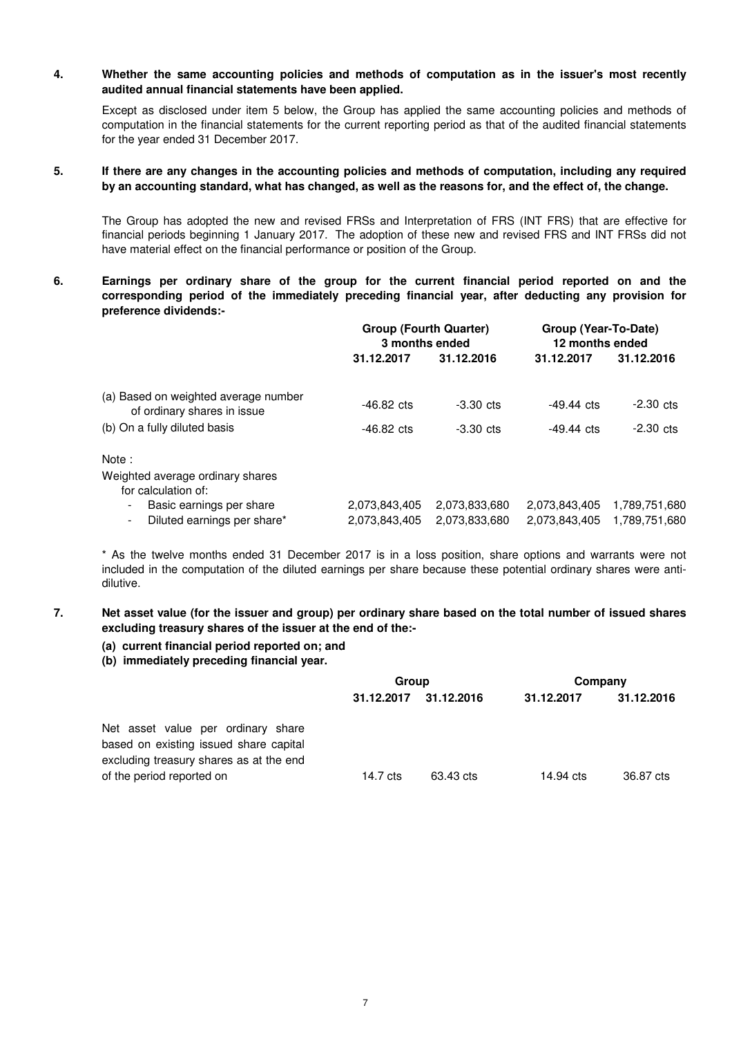**4. Whether the same accounting policies and methods of computation as in the issuer's most recently audited annual financial statements have been applied.**

Except as disclosed under item 5 below, the Group has applied the same accounting policies and methods of computation in the financial statements for the current reporting period as that of the audited financial statements for the year ended 31 December 2017.

**5. If there are any changes in the accounting policies and methods of computation, including any required by an accounting standard, what has changed, as well as the reasons for, and the effect of, the change.**

The Group has adopted the new and revised FRSs and Interpretation of FRS (INT FRS) that are effective for financial periods beginning 1 January 2017. The adoption of these new and revised FRS and INT FRSs did not have material effect on the financial performance or position of the Group.

**6. Earnings per ordinary share of the group for the current financial period reported on and the corresponding period of the immediately preceding financial year, after deducting any provision for preference dividends:-**

| | **Group (Fourth Quarter) 3 months ended** | | **Group (Year-To-Date) 12 months ended** | |
|---|---|---|---|---|
| | **31.12.2017** | **31.12.2016** | **31.12.2017** | **31.12.2016** |
| (a) Based on weighted average number of ordinary shares in issue | -46.82 cts | -3.30 cts | -49.44 cts | -2.30 cts |
| (b) On a fully diluted basis | -46.82 cts | -3.30 cts | -49.44 cts | -2.30 cts |
| Note : | | | | |
| Weighted average ordinary shares for calculation of: | | | | |
| - Basic earnings per share | 2,073,843,405 | 2,073,833,680 | 2,073,843,405 | 1,789,751,680 |
| - Diluted earnings per share* | 2,073,843,405 | 2,073,833,680 | 2,073,843,405 | 1,789,751,680 |

* As the twelve months ended 31 December 2017 is in a loss position, share options and warrants were not included in the computation of the diluted earnings per share because these potential ordinary shares were anti-dilutive.

**7. Net asset value (for the issuer and group) per ordinary share based on the total number of issued shares excluding treasury shares of the issuer at the end of the:-**

**(a) current financial period reported on; and**
**(b) immediately preceding financial year.**

| | **Group** | | **Company** | |
|---|---|---|---|---|
| | **31.12.2017** | **31.12.2016** | **31.12.2017** | **31.12.2016** |
| Net asset value per ordinary share based on existing issued share capital excluding treasury shares as at the end of the period reported on | 14.7 cts | 63.43 cts | 14.94 cts | 36.87 cts |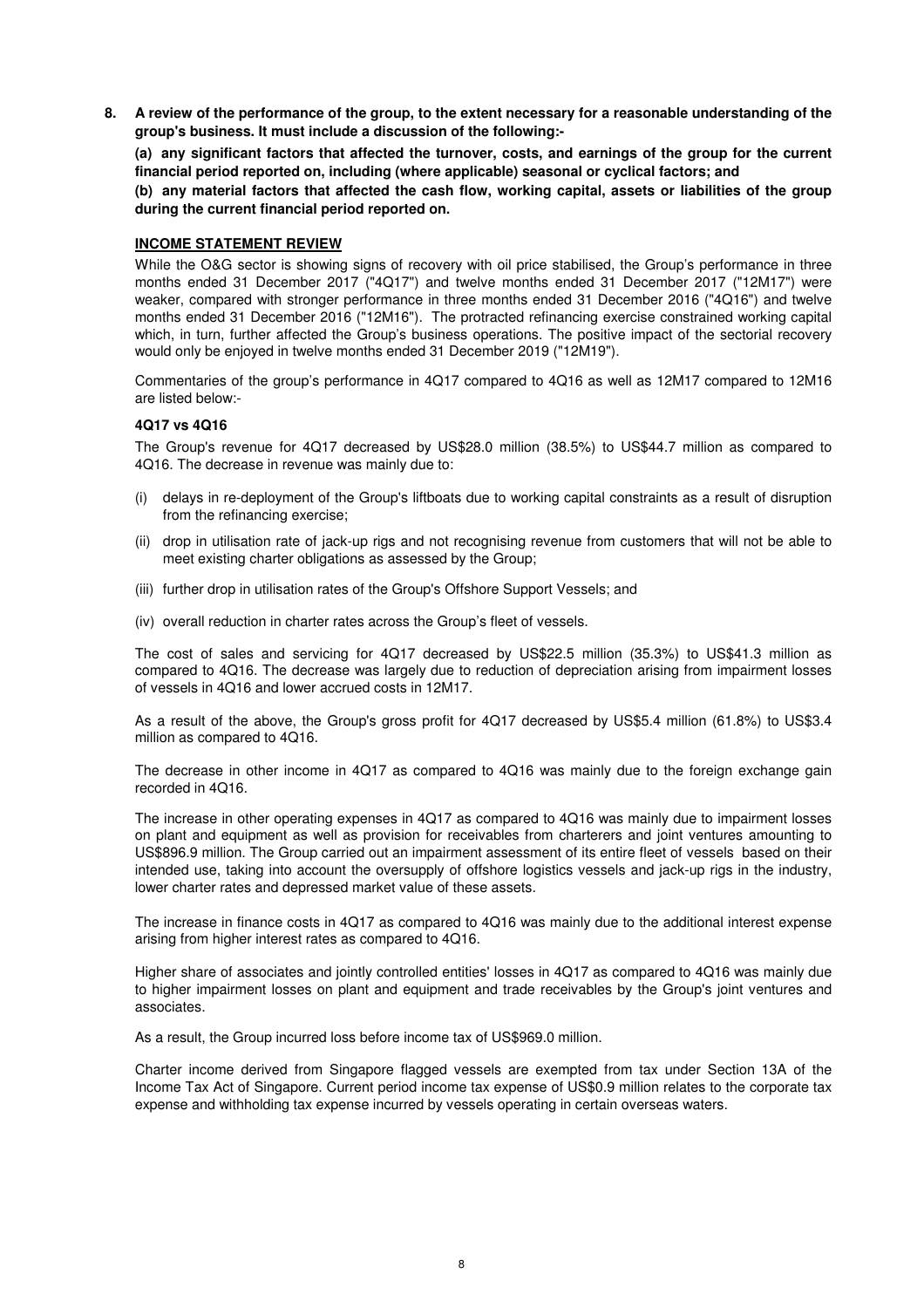**8. A review of the performance of the group, to the extent necessary for a reasonable understanding of the group's business. It must include a discussion of the following:-**

**(a) any significant factors that affected the turnover, costs, and earnings of the group for the current financial period reported on, including (where applicable) seasonal or cyclical factors; and**

**(b) any material factors that affected the cash flow, working capital, assets or liabilities of the group during the current financial period reported on.**

## INCOME STATEMENT REVIEW

While the O&G sector is showing signs of recovery with oil price stabilised, the Group's performance in three months ended 31 December 2017 ("4Q17") and twelve months ended 31 December 2017 ("12M17") were weaker, compared with stronger performance in three months ended 31 December 2016 ("4Q16") and twelve months ended 31 December 2016 ("12M16"). The protracted refinancing exercise constrained working capital which, in turn, further affected the Group's business operations. The positive impact of the sectorial recovery would only be enjoyed in twelve months ended 31 December 2019 ("12M19").

Commentaries of the group's performance in 4Q17 compared to 4Q16 as well as 12M17 compared to 12M16 are listed below:-

### 4Q17 vs 4Q16

The Group's revenue for 4Q17 decreased by US$28.0 million (38.5%) to US$44.7 million as compared to 4Q16. The decrease in revenue was mainly due to:

(i) delays in re-deployment of the Group's liftboats due to working capital constraints as a result of disruption from the refinancing exercise;

(ii) drop in utilisation rate of jack-up rigs and not recognising revenue from customers that will not be able to meet existing charter obligations as assessed by the Group;

(iii) further drop in utilisation rates of the Group's Offshore Support Vessels; and

(iv) overall reduction in charter rates across the Group's fleet of vessels.

The cost of sales and servicing for 4Q17 decreased by US$22.5 million (35.3%) to US$41.3 million as compared to 4Q16. The decrease was largely due to reduction of depreciation arising from impairment losses of vessels in 4Q16 and lower accrued costs in 12M17.

As a result of the above, the Group's gross profit for 4Q17 decreased by US$5.4 million (61.8%) to US$3.4 million as compared to 4Q16.

The decrease in other income in 4Q17 as compared to 4Q16 was mainly due to the foreign exchange gain recorded in 4Q16.

The increase in other operating expenses in 4Q17 as compared to 4Q16 was mainly due to impairment losses on plant and equipment as well as provision for receivables from charterers and joint ventures amounting to US$896.9 million. The Group carried out an impairment assessment of its entire fleet of vessels based on their intended use, taking into account the oversupply of offshore logistics vessels and jack-up rigs in the industry, lower charter rates and depressed market value of these assets.

The increase in finance costs in 4Q17 as compared to 4Q16 was mainly due to the additional interest expense arising from higher interest rates as compared to 4Q16.

Higher share of associates and jointly controlled entities' losses in 4Q17 as compared to 4Q16 was mainly due to higher impairment losses on plant and equipment and trade receivables by the Group's joint ventures and associates.

As a result, the Group incurred loss before income tax of US$969.0 million.

Charter income derived from Singapore flagged vessels are exempted from tax under Section 13A of the Income Tax Act of Singapore. Current period income tax expense of US$0.9 million relates to the corporate tax expense and withholding tax expense incurred by vessels operating in certain overseas waters.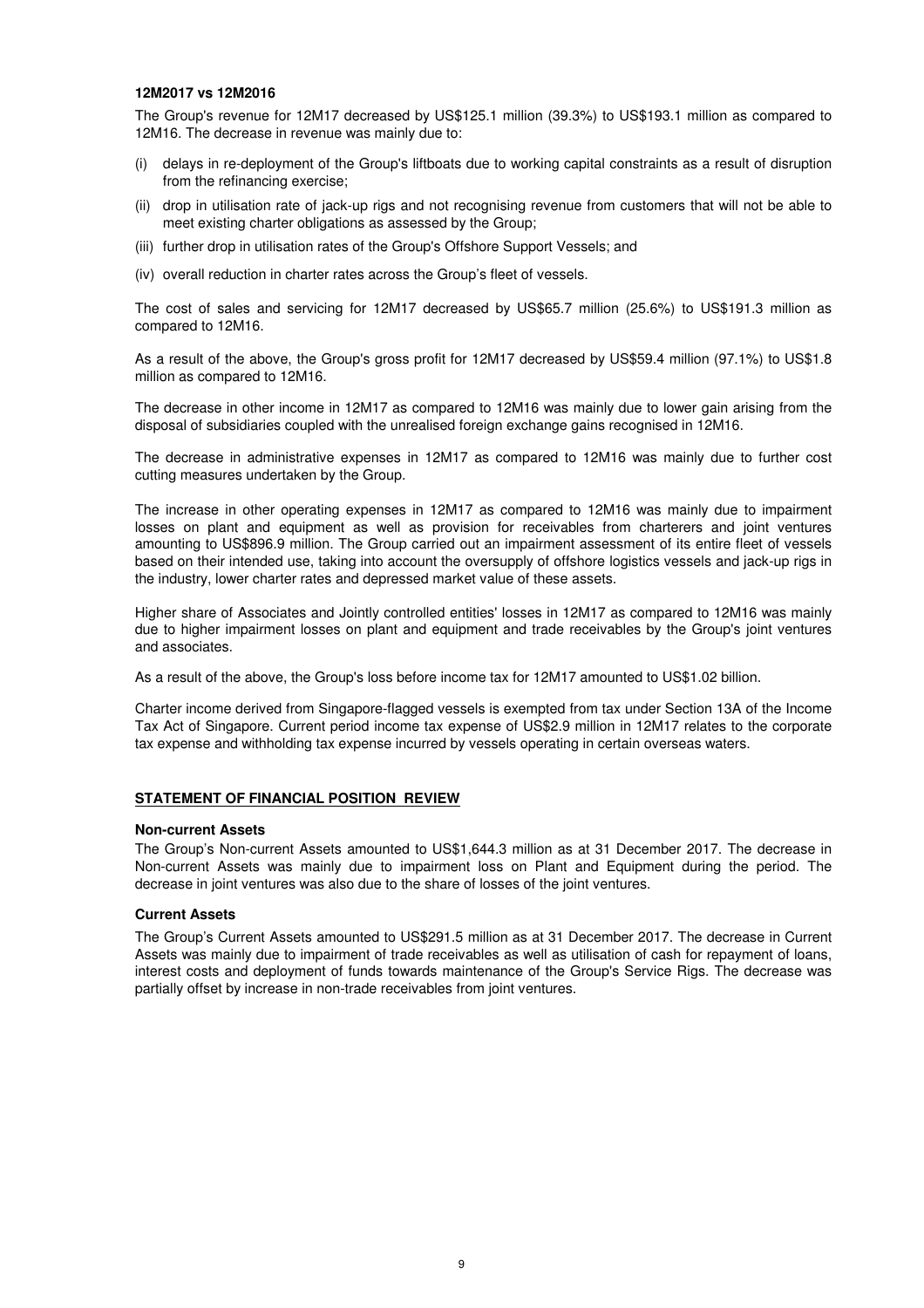**12M2017 vs 12M2016**

The Group's revenue for 12M17 decreased by US$125.1 million (39.3%) to US$193.1 million as compared to 12M16. The decrease in revenue was mainly due to:

(i) delays in re-deployment of the Group's liftboats due to working capital constraints as a result of disruption from the refinancing exercise;

(ii) drop in utilisation rate of jack-up rigs and not recognising revenue from customers that will not be able to meet existing charter obligations as assessed by the Group;

(iii) further drop in utilisation rates of the Group's Offshore Support Vessels; and

(iv) overall reduction in charter rates across the Group's fleet of vessels.

The cost of sales and servicing for 12M17 decreased by US$65.7 million (25.6%) to US$191.3 million as compared to 12M16.

As a result of the above, the Group's gross profit for 12M17 decreased by US$59.4 million (97.1%) to US$1.8 million as compared to 12M16.

The decrease in other income in 12M17 as compared to 12M16 was mainly due to lower gain arising from the disposal of subsidiaries coupled with the unrealised foreign exchange gains recognised in 12M16.

The decrease in administrative expenses in 12M17 as compared to 12M16 was mainly due to further cost cutting measures undertaken by the Group.

The increase in other operating expenses in 12M17 as compared to 12M16 was mainly due to impairment losses on plant and equipment as well as provision for receivables from charterers and joint ventures amounting to US$896.9 million. The Group carried out an impairment assessment of its entire fleet of vessels based on their intended use, taking into account the oversupply of offshore logistics vessels and jack-up rigs in the industry, lower charter rates and depressed market value of these assets.

Higher share of Associates and Jointly controlled entities' losses in 12M17 as compared to 12M16 was mainly due to higher impairment losses on plant and equipment and trade receivables by the Group's joint ventures and associates.

As a result of the above, the Group's loss before income tax for 12M17 amounted to US$1.02 billion.

Charter income derived from Singapore-flagged vessels is exempted from tax under Section 13A of the Income Tax Act of Singapore. Current period income tax expense of US$2.9 million in 12M17 relates to the corporate tax expense and withholding tax expense incurred by vessels operating in certain overseas waters.

**STATEMENT OF FINANCIAL POSITION REVIEW**

**Non-current Assets**

The Group's Non-current Assets amounted to US$1,644.3 million as at 31 December 2017. The decrease in Non-current Assets was mainly due to impairment loss on Plant and Equipment during the period. The decrease in joint ventures was also due to the share of losses of the joint ventures.

**Current Assets**

The Group's Current Assets amounted to US$291.5 million as at 31 December 2017. The decrease in Current Assets was mainly due to impairment of trade receivables as well as utilisation of cash for repayment of loans, interest costs and deployment of funds towards maintenance of the Group's Service Rigs. The decrease was partially offset by increase in non-trade receivables from joint ventures.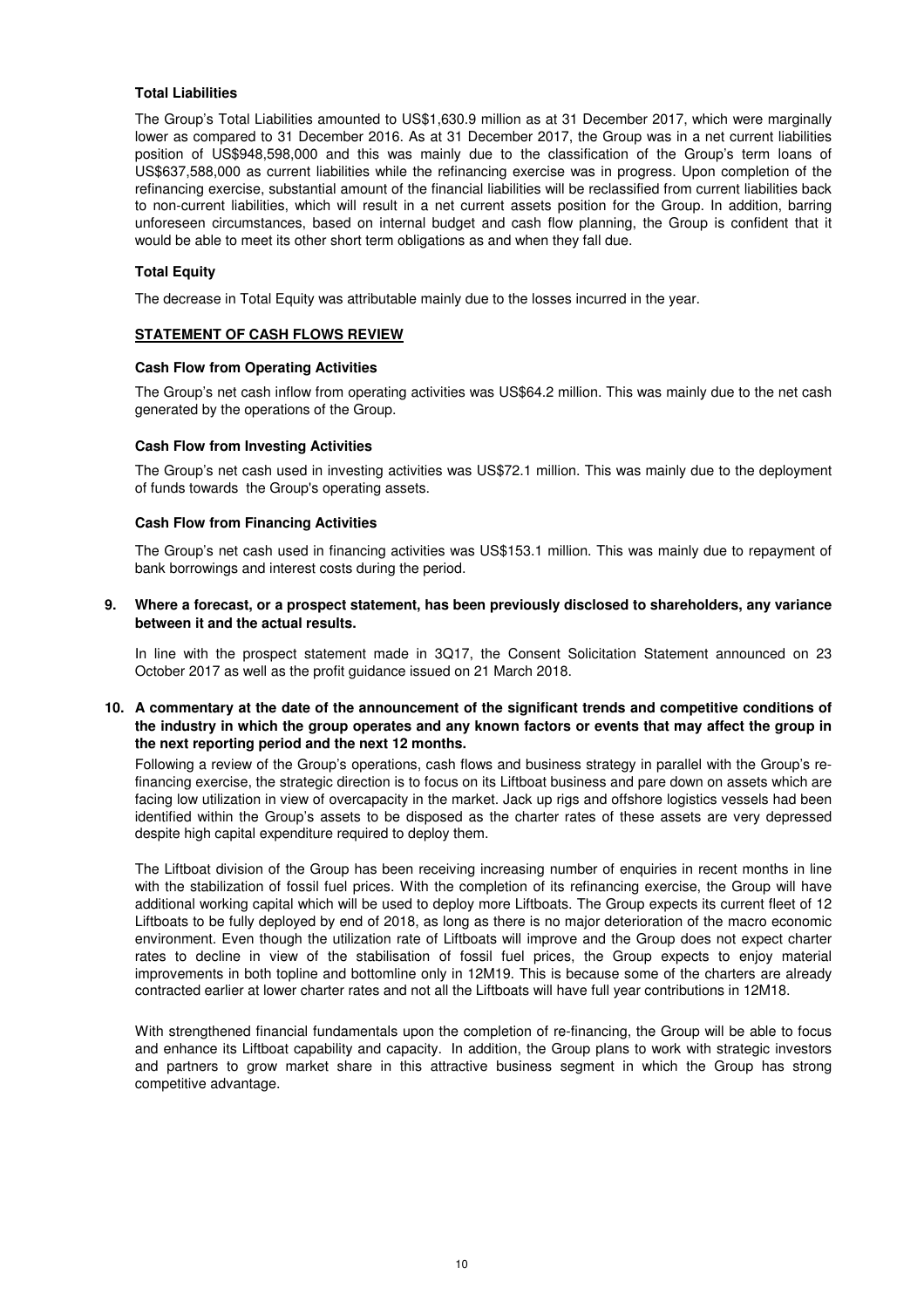**Total Liabilities**

The Group's Total Liabilities amounted to US$1,630.9 million as at 31 December 2017, which were marginally lower as compared to 31 December 2016. As at 31 December 2017, the Group was in a net current liabilities position of US$948,598,000 and this was mainly due to the classification of the Group's term loans of US$637,588,000 as current liabilities while the refinancing exercise was in progress. Upon completion of the refinancing exercise, substantial amount of the financial liabilities will be reclassified from current liabilities back to non-current liabilities, which will result in a net current assets position for the Group. In addition, barring unforeseen circumstances, based on internal budget and cash flow planning, the Group is confident that it would be able to meet its other short term obligations as and when they fall due.

**Total Equity**

The decrease in Total Equity was attributable mainly due to the losses incurred in the year.

**STATEMENT OF CASH FLOWS REVIEW**

**Cash Flow from Operating Activities**

The Group's net cash inflow from operating activities was US$64.2 million. This was mainly due to the net cash generated by the operations of the Group.

**Cash Flow from Investing Activities**

The Group's net cash used in investing activities was US$72.1 million. This was mainly due to the deployment of funds towards the Group's operating assets.

**Cash Flow from Financing Activities**

The Group's net cash used in financing activities was US$153.1 million. This was mainly due to repayment of bank borrowings and interest costs during the period.

**9. Where a forecast, or a prospect statement, has been previously disclosed to shareholders, any variance between it and the actual results.**

In line with the prospect statement made in 3Q17, the Consent Solicitation Statement announced on 23 October 2017 as well as the profit guidance issued on 21 March 2018.

**10. A commentary at the date of the announcement of the significant trends and competitive conditions of the industry in which the group operates and any known factors or events that may affect the group in the next reporting period and the next 12 months.**

Following a review of the Group's operations, cash flows and business strategy in parallel with the Group's re-financing exercise, the strategic direction is to focus on its Liftboat business and pare down on assets which are facing low utilization in view of overcapacity in the market. Jack up rigs and offshore logistics vessels had been identified within the Group's assets to be disposed as the charter rates of these assets are very depressed despite high capital expenditure required to deploy them.

The Liftboat division of the Group has been receiving increasing number of enquiries in recent months in line with the stabilization of fossil fuel prices. With the completion of its refinancing exercise, the Group will have additional working capital which will be used to deploy more Liftboats. The Group expects its current fleet of 12 Liftboats to be fully deployed by end of 2018, as long as there is no major deterioration of the macro economic environment. Even though the utilization rate of Liftboats will improve and the Group does not expect charter rates to decline in view of the stabilisation of fossil fuel prices, the Group expects to enjoy material improvements in both topline and bottomline only in 12M19. This is because some of the charters are already contracted earlier at lower charter rates and not all the Liftboats will have full year contributions in 12M18.

With strengthened financial fundamentals upon the completion of re-financing, the Group will be able to focus and enhance its Liftboat capability and capacity. In addition, the Group plans to work with strategic investors and partners to grow market share in this attractive business segment in which the Group has strong competitive advantage.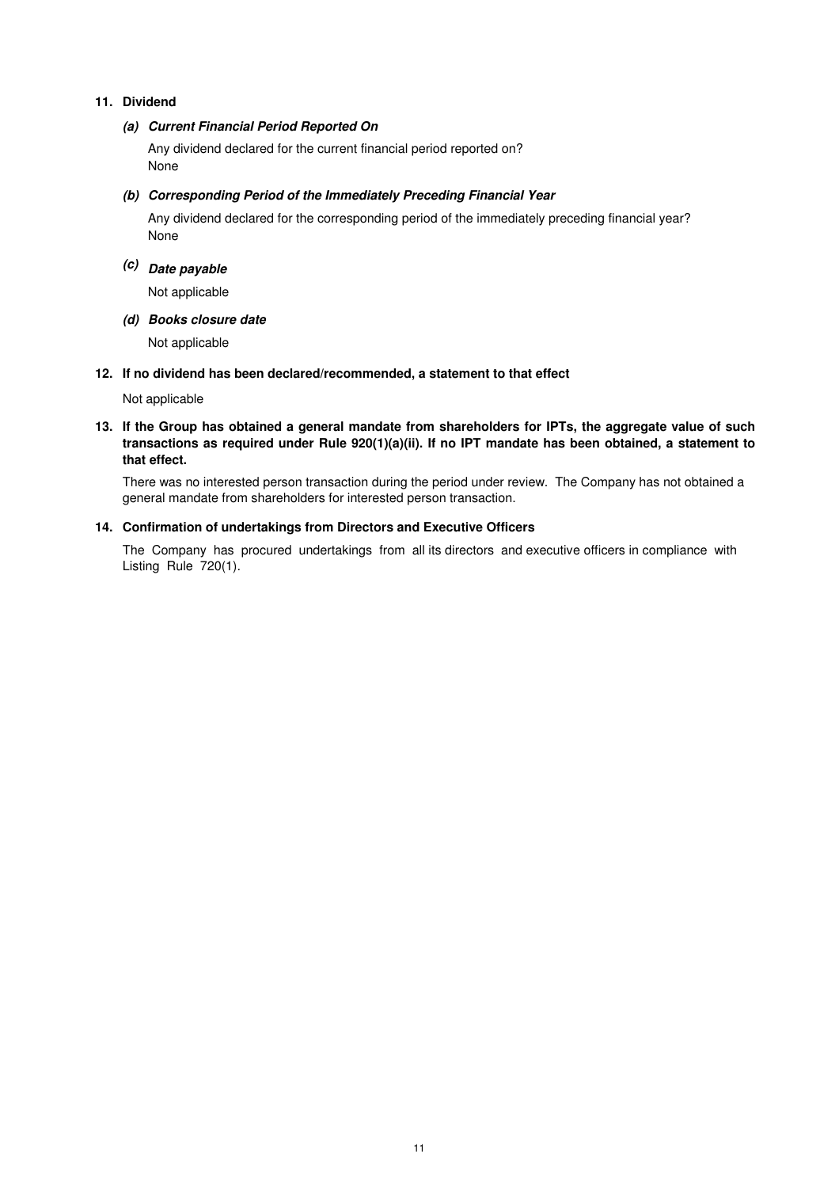## 11. Dividend

### *(a) Current Financial Period Reported On*

Any dividend declared for the current financial period reported on?
None

### *(b) Corresponding Period of the Immediately Preceding Financial Year*

Any dividend declared for the corresponding period of the immediately preceding financial year?
None

### *(c) Date payable*

Not applicable

### *(d) Books closure date*

Not applicable

## 12. If no dividend has been declared/recommended, a statement to that effect

Not applicable

## 13. If the Group has obtained a general mandate from shareholders for IPTs, the aggregate value of such transactions as required under Rule 920(1)(a)(ii). If no IPT mandate has been obtained, a statement to that effect.

There was no interested person transaction during the period under review. The Company has not obtained a general mandate from shareholders for interested person transaction.

## 14. Confirmation of undertakings from Directors and Executive Officers

The Company has procured undertakings from all its directors and executive officers in compliance with Listing Rule 720(1).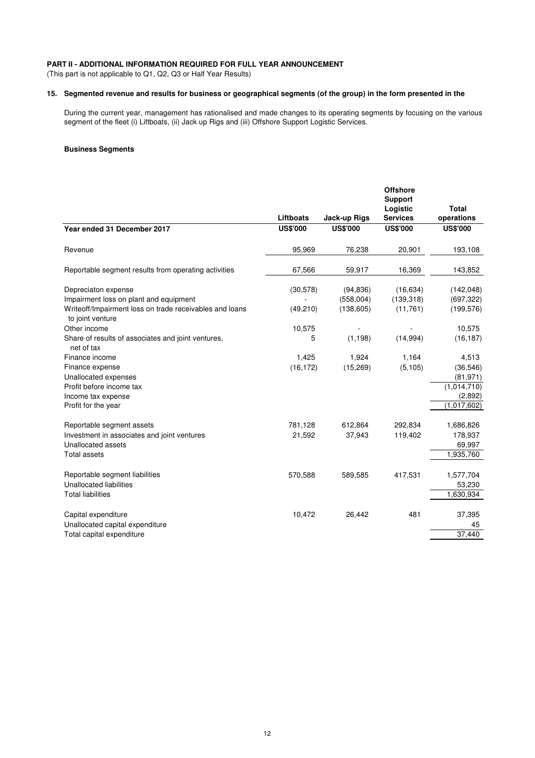**PART II - ADDITIONAL INFORMATION REQUIRED FOR FULL YEAR ANNOUNCEMENT**

(This part is not applicable to Q1, Q2, Q3 or Half Year Results)

**15. Segmented revenue and results for business or geographical segments (of the group) in the form presented in the**

During the current year, management has rationalised and made changes to its operating segments by focusing on the various segment of the fleet (i) Liftboats, (ii) Jack up Rigs and (iii) Offshore Support Logistic Services.

**Business Segments**

| | Liftboats | Jack-up Rigs | Offshore Support Logistic Services | Total operations |
|---|---|---|---|---|
| **Year ended 31 December 2017** | **US$'000** | **US$'000** | **US$'000** | **US$'000** |
| Revenue | 95,969 | 76,238 | 20,901 | 193,108 |
| Reportable segment results from operating activities | 67,566 | 59,917 | 16,369 | 143,852 |
| Depreciaton expense | (30,578) | (94,836) | (16,634) | (142,048) |
| Impairment loss on plant and equipment | - | (558,004) | (139,318) | (697,322) |
| Writeoff/Impairment loss on trade receivables and loans to joint venture | (49,210) | (138,605) | (11,761) | (199,576) |
| Other income | 10,575 | - | - | 10,575 |
| Share of results of associates and joint ventures, net of tax | 5 | (1,198) | (14,994) | (16,187) |
| Finance income | 1,425 | 1,924 | 1,164 | 4,513 |
| Finance expense | (16,172) | (15,269) | (5,105) | (36,546) |
| Unallocated expenses | | | | (81,971) |
| Profit before income tax | | | | (1,014,710) |
| Income tax expense | | | | (2,892) |
| Profit for the year | | | | (1,017,602) |
| Reportable segment assets | 781,128 | 612,864 | 292,834 | 1,686,826 |
| Investment in associates and joint ventures | 21,592 | 37,943 | 119,402 | 178,937 |
| Unallocated assets | | | | 69,997 |
| Total assets | | | | 1,935,760 |
| Reportable segment liabilities | 570,588 | 589,585 | 417,531 | 1,577,704 |
| Unallocated liabilities | | | | 53,230 |
| Total liabilities | | | | 1,630,934 |
| Capital expenditure | 10,472 | 26,442 | 481 | 37,395 |
| Unallocated capital expenditure | | | | 45 |
| Total capital expenditure | | | | 37,440 |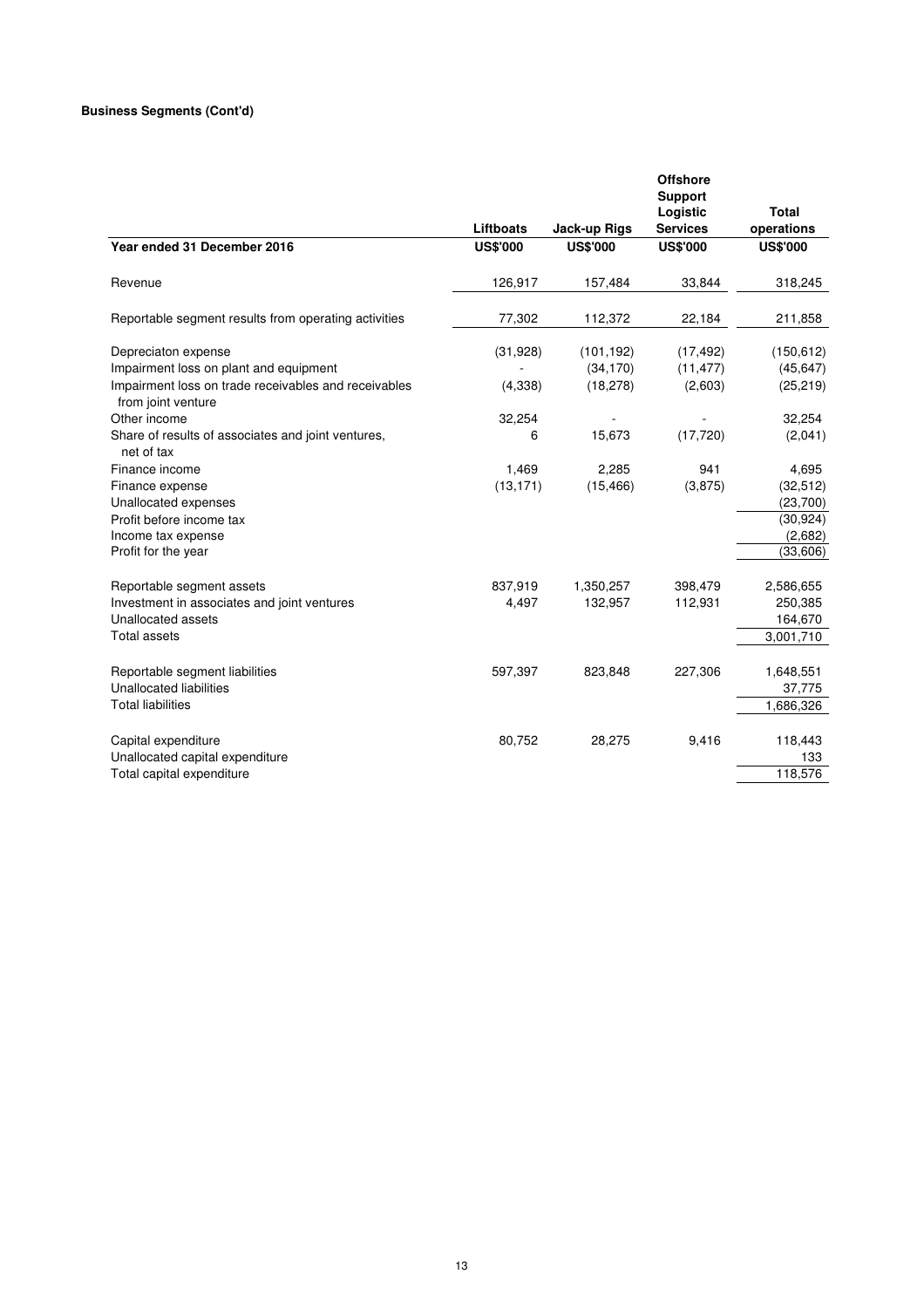**Business Segments (Cont'd)**

| Year ended 31 December 2016 | Liftboats | Jack-up Rigs | Offshore Support Logistic Services | Total operations |
|---|---|---|---|---|
| | US$'000 | US$'000 | US$'000 | US$'000 |
| Revenue | 126,917 | 157,484 | 33,844 | 318,245 |
| Reportable segment results from operating activities | 77,302 | 112,372 | 22,184 | 211,858 |
| Depreciaton expense | (31,928) | (101,192) | (17,492) | (150,612) |
| Impairment loss on plant and equipment | - | (34,170) | (11,477) | (45,647) |
| Impairment loss on trade receivables and receivables from joint venture | (4,338) | (18,278) | (2,603) | (25,219) |
| Other income | 32,254 | - | - | 32,254 |
| Share of results of associates and joint ventures, net of tax | 6 | 15,673 | (17,720) | (2,041) |
| Finance income | 1,469 | 2,285 | 941 | 4,695 |
| Finance expense | (13,171) | (15,466) | (3,875) | (32,512) |
| Unallocated expenses | | | | (23,700) |
| Profit before income tax | | | | (30,924) |
| Income tax expense | | | | (2,682) |
| Profit for the year | | | | (33,606) |
| Reportable segment assets | 837,919 | 1,350,257 | 398,479 | 2,586,655 |
| Investment in associates and joint ventures | 4,497 | 132,957 | 112,931 | 250,385 |
| Unallocated assets | | | | 164,670 |
| Total assets | | | | 3,001,710 |
| Reportable segment liabilities | 597,397 | 823,848 | 227,306 | 1,648,551 |
| Unallocated liabilities | | | | 37,775 |
| Total liabilities | | | | 1,686,326 |
| Capital expenditure | 80,752 | 28,275 | 9,416 | 118,443 |
| Unallocated capital expenditure | | | | 133 |
| Total capital expenditure | | | | 118,576 |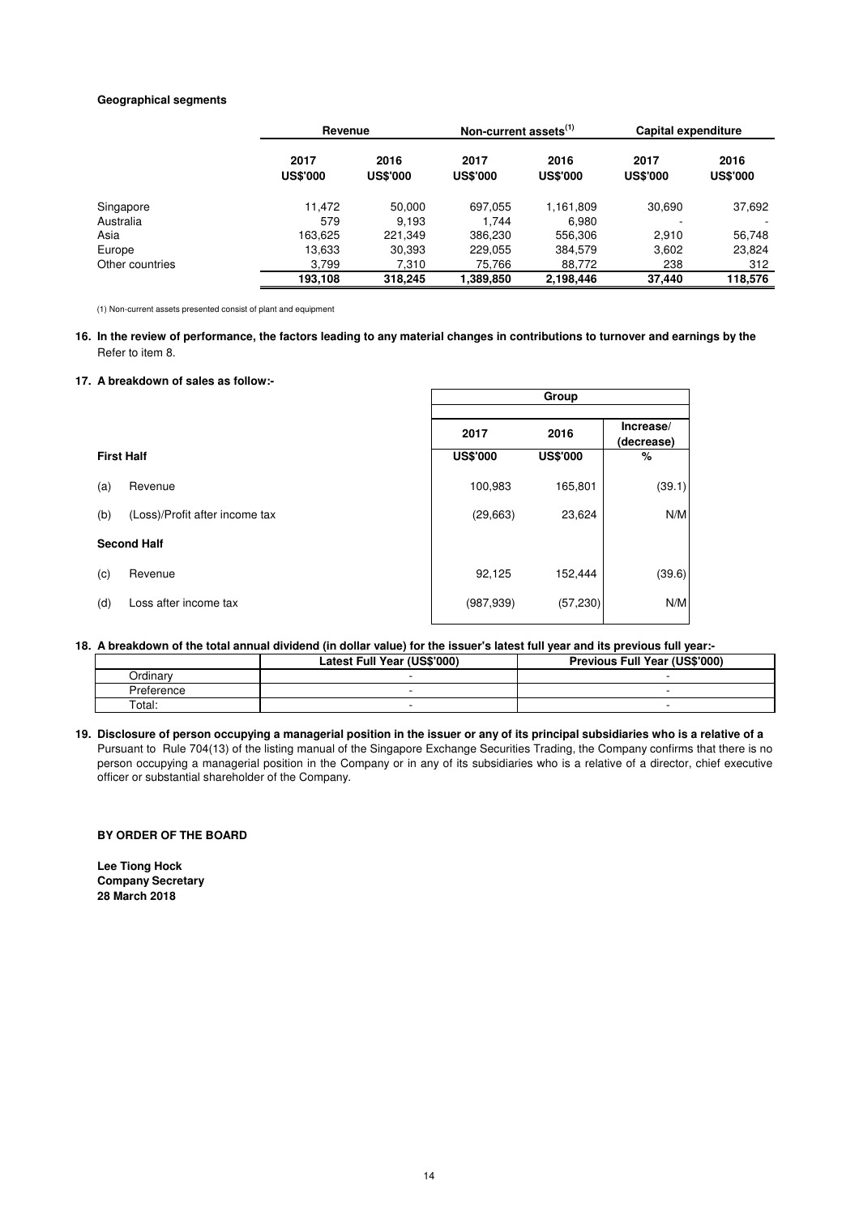**Geographical segments**

| | Revenue | | Non-current assets[(1)] | | Capital expenditure | |
|---|---|---|---|---|---|---|
| | 2017 US$'000 | 2016 US$'000 | 2017 US$'000 | 2016 US$'000 | 2017 US$'000 | 2016 US$'000 |
| Singapore | 11,472 | 50,000 | 697,055 | 1,161,809 | 30,690 | 37,692 |
| Australia | 579 | 9,193 | 1,744 | 6,980 | - | - |
| Asia | 163,625 | 221,349 | 386,230 | 556,306 | 2,910 | 56,748 |
| Europe | 13,633 | 30,393 | 229,055 | 384,579 | 3,602 | 23,824 |
| Other countries | 3,799 | 7,310 | 75,766 | 88,772 | 238 | 312 |
| | **193,108** | **318,245** | **1,389,850** | **2,198,446** | **37,440** | **118,576** |

(1) Non-current assets presented consist of plant and equipment

**16. In the review of performance, the factors leading to any material changes in contributions to turnover and earnings by the**

Refer to item 8.

**17. A breakdown of sales as follow:-**

| | | Group | | |
|---|---|---|---|---|
| | | 2017 | 2016 | Increase/ (decrease) |
| **First Half** | | **US$'000** | **US$'000** | **%** |
| (a) | Revenue | 100,983 | 165,801 | (39.1) |
| (b) | (Loss)/Profit after income tax | (29,663) | 23,624 | N/M |
| **Second Half** | | | | |
| (c) | Revenue | 92,125 | 152,444 | (39.6) |
| (d) | Loss after income tax | (987,939) | (57,230) | N/M |

**18. A breakdown of the total annual dividend (in dollar value) for the issuer's latest full year and its previous full year:-**

| | Latest Full Year (US$'000) | Previous Full Year (US$'000) |
|---|---|---|
| Ordinary | - | - |
| Preference | - | - |
| Total: | - | - |

**19. Disclosure of person occupying a managerial position in the issuer or any of its principal subsidiaries who is a relative of a**

Pursuant to Rule 704(13) of the listing manual of the Singapore Exchange Securities Trading, the Company confirms that there is no person occupying a managerial position in the Company or in any of its subsidiaries who is a relative of a director, chief executive officer or substantial shareholder of the Company.

**BY ORDER OF THE BOARD**

**Lee Tiong Hock**
**Company Secretary**
**28 March 2018**